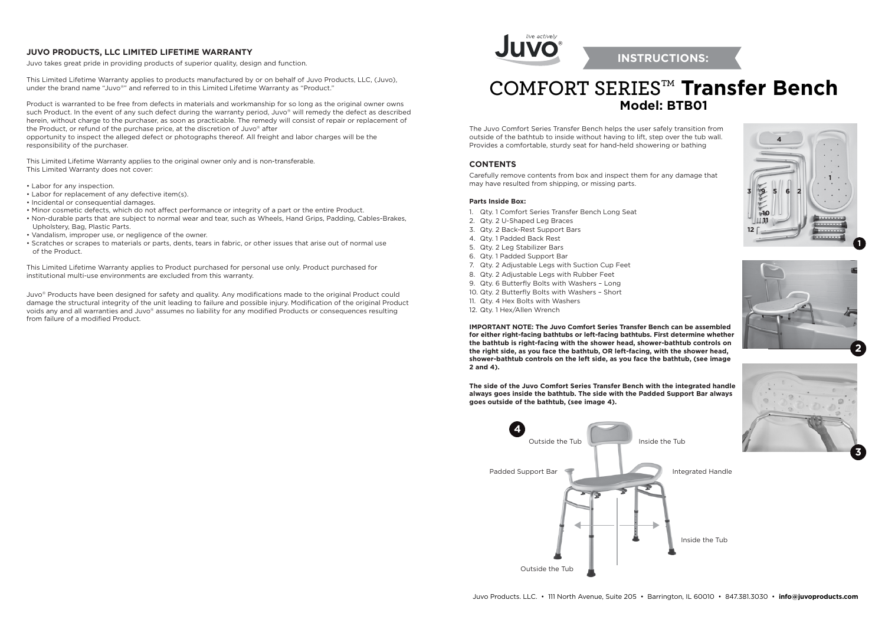## JUVO PRODUCTS, LLC LIMITED LIFETIME WARRANTY

Juvo takes great pride in providing products of superior quality, design and function.

This Limited Lifetime Warranty applies to products manufactured by or on behalf of Juvo Products, LLC, (Juvo), under the brand name "Juvo®" and referred to in this Limited Lifetime Warranty as "Product."

Product is warranted to be free from defects in materials and workmanship for so long as the original owner owns such Product. In the event of any such defect during the warranty period, Juvo® will remedy the defect as described herein, without charge to the purchaser, as soon as practicable. The remedy will consist of repair or replacement of the Product, or refund of the purchase price, at the discretion of Juvo® after opportunity to inspect the alleged defect or photographs thereof. All freight and labor charges will be the responsibility of the purchaser.

This Limited Lifetime Warranty applies to the original owner only and is non-transferable.
This Limited Warranty does not cover:

- Labor for any inspection.
- Labor for replacement of any defective item(s).
- Incidental or consequential damages.
- Minor cosmetic defects, which do not affect performance or integrity of a part or the entire Product.
- Non-durable parts that are subject to normal wear and tear, such as Wheels, Hand Grips, Padding, Cables-Brakes, Upholstery, Bag, Plastic Parts.
- Vandalism, improper use, or negligence of the owner.
- Scratches or scrapes to materials or parts, dents, tears in fabric, or other issues that arise out of normal use of the Product.

This Limited Lifetime Warranty applies to Product purchased for personal use only. Product purchased for institutional multi-use environments are excluded from this warranty.

Juvo® Products have been designed for safety and quality. Any modifications made to the original Product could damage the structural integrity of the unit leading to failure and possible injury. Modification of the original Product voids any and all warranties and Juvo® assumes no liability for any modified Products or consequences resulting from failure of a modified Product.

Juvo live actively®

**INSTRUCTIONS:**

# COMFORT SERIES™ Transfer Bench
## Model: BTB01

The Juvo Comfort Series Transfer Bench helps the user safely transition from outside of the bathtub to inside without having to lift, step over the tub wall. Provides a comfortable, sturdy seat for hand-held showering or bathing

### CONTENTS

Carefully remove contents from box and inspect them for any damage that may have resulted from shipping, or missing parts.

**Parts Inside Box:**

1. Qty. 1 Comfort Series Transfer Bench Long Seat
2. Qty. 2 U-Shaped Leg Braces
3. Qty. 2 Back-Rest Support Bars
4. Qty. 1 Padded Back Rest
5. Qty. 2 Leg Stabilizer Bars
6. Qty. 1 Padded Support Bar
7. Qty. 2 Adjustable Legs with Suction Cup Feet
8. Qty. 2 Adjustable Legs with Rubber Feet
9. Qty. 6 Butterfly Bolts with Washers – Long
10. Qty. 2 Butterfly Bolts with Washers – Short
11. Qty. 4 Hex Bolts with Washers
12. Qty. 1 Hex/Allen Wrench

**IMPORTANT NOTE: The Juvo Comfort Series Transfer Bench can be assembled for either right-facing bathtubs or left-facing bathtubs. First determine whether the bathtub is right-facing with the shower head, shower-bathtub controls on the right side, as you face the bathtub, OR left-facing, with the shower head, shower-bathtub controls on the left side, as you face the bathtub, (see image 2 and 4).**

**The side of the Juvo Comfort Series Transfer Bench with the integrated handle always goes inside the bathtub. The side with the Padded Support Bar always goes outside of the bathtub, (see image 4).**

4: Outside the Tub / Inside the Tub / Padded Support Bar / Integrated Handle / Inside the Tub / Outside the Tub

Juvo Products. LLC. • 111 North Avenue, Suite 205 • Barrington, IL 60010 • 847.381.3030 • **info@juvoproducts.com**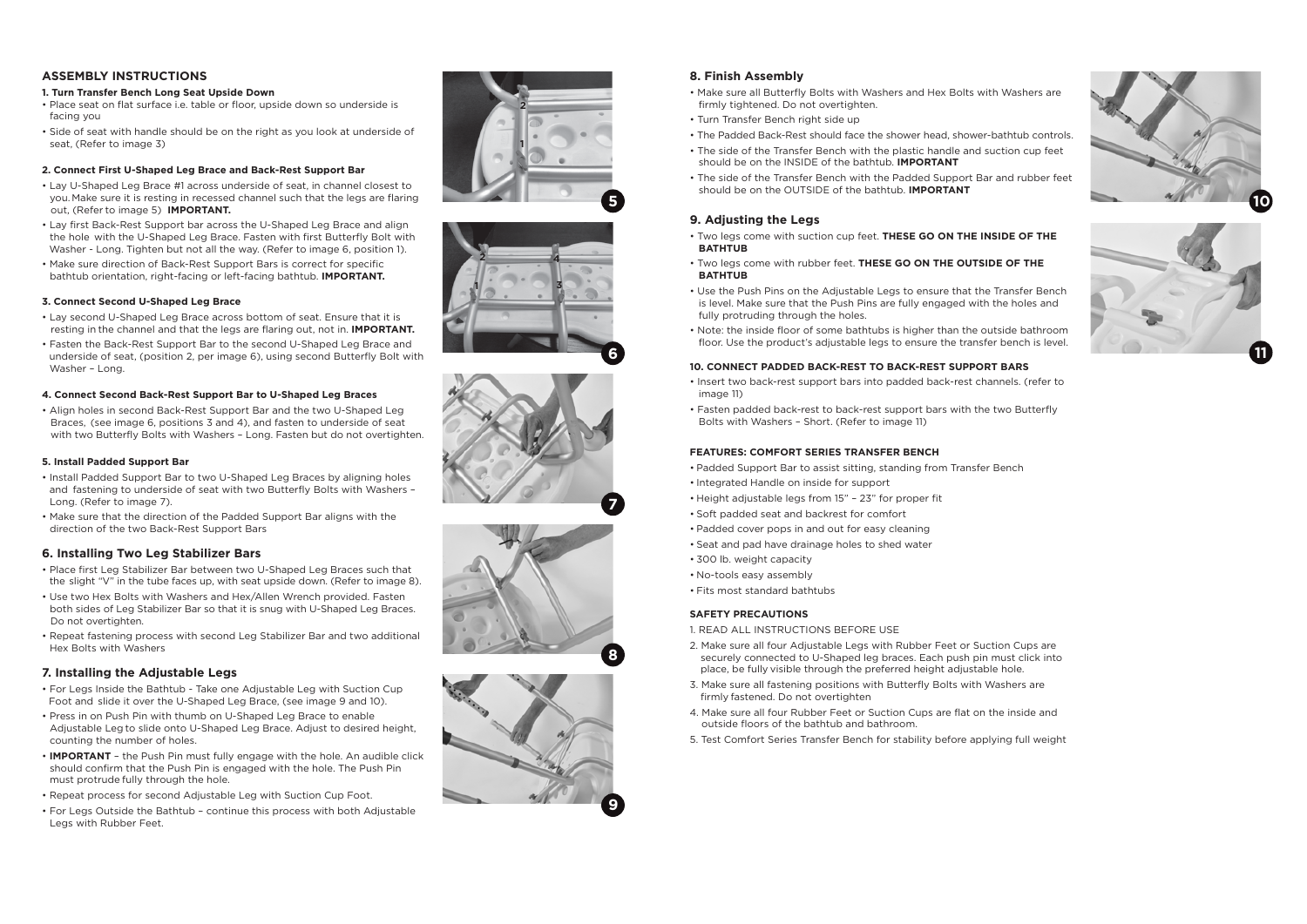## ASSEMBLY INSTRUCTIONS

**1. Turn Transfer Bench Long Seat Upside Down**

- Place seat on flat surface i.e. table or floor, upside down so underside is facing you
- Side of seat with handle should be on the right as you look at underside of seat, (Refer to image 3)

**2. Connect First U-Shaped Leg Brace and Back-Rest Support Bar**

- Lay U-Shaped Leg Brace #1 across underside of seat, in channel closest to you. Make sure it is resting in recessed channel such that the legs are flaring out, (Refer to image 5) **IMPORTANT.**
- Lay first Back-Rest Support bar across the U-Shaped Leg Brace and align the hole with the U-Shaped Leg Brace. Fasten with first Butterfly Bolt with Washer - Long. Tighten but not all the way. (Refer to image 6, position 1).
- Make sure direction of Back-Rest Support Bars is correct for specific bathtub orientation, right-facing or left-facing bathtub. **IMPORTANT.**

**3. Connect Second U-Shaped Leg Brace**

- Lay second U-Shaped Leg Brace across bottom of seat. Ensure that it is resting in the channel and that the legs are flaring out, not in. **IMPORTANT.**
- Fasten the Back-Rest Support Bar to the second U-Shaped Leg Brace and underside of seat, (position 2, per image 6), using second Butterfly Bolt with Washer – Long.

**4. Connect Second Back-Rest Support Bar to U-Shaped Leg Braces**

- Align holes in second Back-Rest Support Bar and the two U-Shaped Leg Braces, (see image 6, positions 3 and 4), and fasten to underside of seat with two Butterfly Bolts with Washers – Long. Fasten but do not overtighten.

**5. Install Padded Support Bar**

- Install Padded Support Bar to two U-Shaped Leg Braces by aligning holes and fastening to underside of seat with two Butterfly Bolts with Washers – Long. (Refer to image 7).
- Make sure that the direction of the Padded Support Bar aligns with the direction of the two Back-Rest Support Bars

### 6. Installing Two Leg Stabilizer Bars

- Place first Leg Stabilizer Bar between two U-Shaped Leg Braces such that the slight "V" in the tube faces up, with seat upside down. (Refer to image 8).
- Use two Hex Bolts with Washers and Hex/Allen Wrench provided. Fasten both sides of Leg Stabilizer Bar so that it is snug with U-Shaped Leg Braces. Do not overtighten.
- Repeat fastening process with second Leg Stabilizer Bar and two additional Hex Bolts with Washers

### 7. Installing the Adjustable Legs

- For Legs Inside the Bathtub - Take one Adjustable Leg with Suction Cup Foot and slide it over the U-Shaped Leg Brace, (see image 9 and 10).
- Press in on Push Pin with thumb on U-Shaped Leg Brace to enable Adjustable Leg to slide onto U-Shaped Leg Brace. Adjust to desired height, counting the number of holes.
- **IMPORTANT** – the Push Pin must fully engage with the hole. An audible click should confirm that the Push Pin is engaged with the hole. The Push Pin must protrude fully through the hole.
- Repeat process for second Adjustable Leg with Suction Cup Foot.
- For Legs Outside the Bathtub – continue this process with both Adjustable Legs with Rubber Feet.

### 8. Finish Assembly

- Make sure all Butterfly Bolts with Washers and Hex Bolts with Washers are firmly tightened. Do not overtighten.
- Turn Transfer Bench right side up
- The Padded Back-Rest should face the shower head, shower-bathtub controls.
- The side of the Transfer Bench with the plastic handle and suction cup feet should be on the INSIDE of the bathtub. **IMPORTANT**
- The side of the Transfer Bench with the Padded Support Bar and rubber feet should be on the OUTSIDE of the bathtub. **IMPORTANT**

### 9. Adjusting the Legs

- Two legs come with suction cup feet. **THESE GO ON THE INSIDE OF THE BATHTUB**
- Two legs come with rubber feet. **THESE GO ON THE OUTSIDE OF THE BATHTUB**
- Use the Push Pins on the Adjustable Legs to ensure that the Transfer Bench is level. Make sure that the Push Pins are fully engaged with the holes and fully protruding through the holes.
- Note: the inside floor of some bathtubs is higher than the outside bathroom floor. Use the product's adjustable legs to ensure the transfer bench is level.

**10. CONNECT PADDED BACK-REST TO BACK-REST SUPPORT BARS**

- Insert two back-rest support bars into padded back-rest channels. (refer to image 11)
- Fasten padded back-rest to back-rest support bars with the two Butterfly Bolts with Washers – Short. (Refer to image 11)

**FEATURES: COMFORT SERIES TRANSFER BENCH**

- Padded Support Bar to assist sitting, standing from Transfer Bench
- Integrated Handle on inside for support
- Height adjustable legs from 15" – 23" for proper fit
- Soft padded seat and backrest for comfort
- Padded cover pops in and out for easy cleaning
- Seat and pad have drainage holes to shed water
- 300 lb. weight capacity
- No-tools easy assembly
- Fits most standard bathtubs

**SAFETY PRECAUTIONS**

1. READ ALL INSTRUCTIONS BEFORE USE
2. Make sure all four Adjustable Legs with Rubber Feet or Suction Cups are securely connected to U-Shaped leg braces. Each push pin must click into place, be fully visible through the preferred height adjustable hole.
3. Make sure all fastening positions with Butterfly Bolts with Washers are firmly fastened. Do not overtighten
4. Make sure all four Rubber Feet or Suction Cups are flat on the inside and outside floors of the bathtub and bathroom.
5. Test Comfort Series Transfer Bench for stability before applying full weight